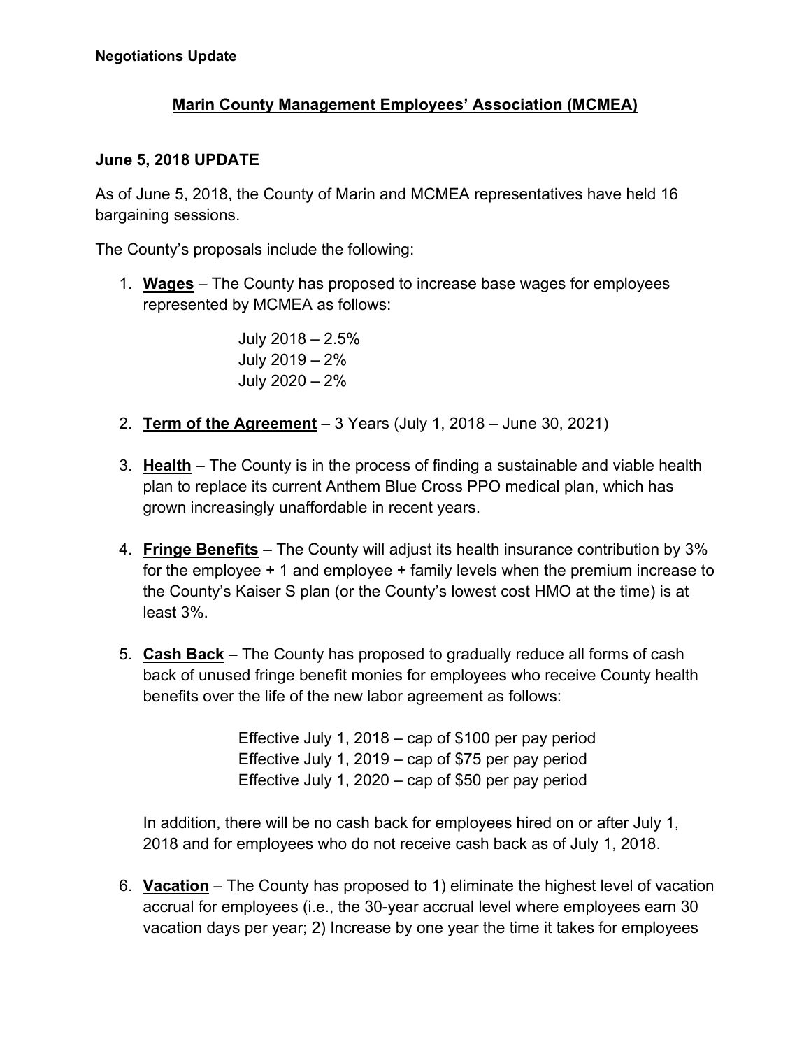**Negotiations Update**

## Marin County Management Employees' Association (MCMEA)

### June 5, 2018 UPDATE

As of June 5, 2018, the County of Marin and MCMEA representatives have held 16 bargaining sessions.

The County's proposals include the following:

1. **Wages** – The County has proposed to increase base wages for employees represented by MCMEA as follows:

   July 2018 – 2.5%
   July 2019 – 2%
   July 2020 – 2%

2. **Term of the Agreement** – 3 Years (July 1, 2018 – June 30, 2021)

3. **Health** – The County is in the process of finding a sustainable and viable health plan to replace its current Anthem Blue Cross PPO medical plan, which has grown increasingly unaffordable in recent years.

4. **Fringe Benefits** – The County will adjust its health insurance contribution by 3% for the employee + 1 and employee + family levels when the premium increase to the County's Kaiser S plan (or the County's lowest cost HMO at the time) is at least 3%.

5. **Cash Back** – The County has proposed to gradually reduce all forms of cash back of unused fringe benefit monies for employees who receive County health benefits over the life of the new labor agreement as follows:

   Effective July 1, 2018 – cap of $100 per pay period
   Effective July 1, 2019 – cap of $75 per pay period
   Effective July 1, 2020 – cap of $50 per pay period

   In addition, there will be no cash back for employees hired on or after July 1, 2018 and for employees who do not receive cash back as of July 1, 2018.

6. **Vacation** – The County has proposed to 1) eliminate the highest level of vacation accrual for employees (i.e., the 30-year accrual level where employees earn 30 vacation days per year; 2) Increase by one year the time it takes for employees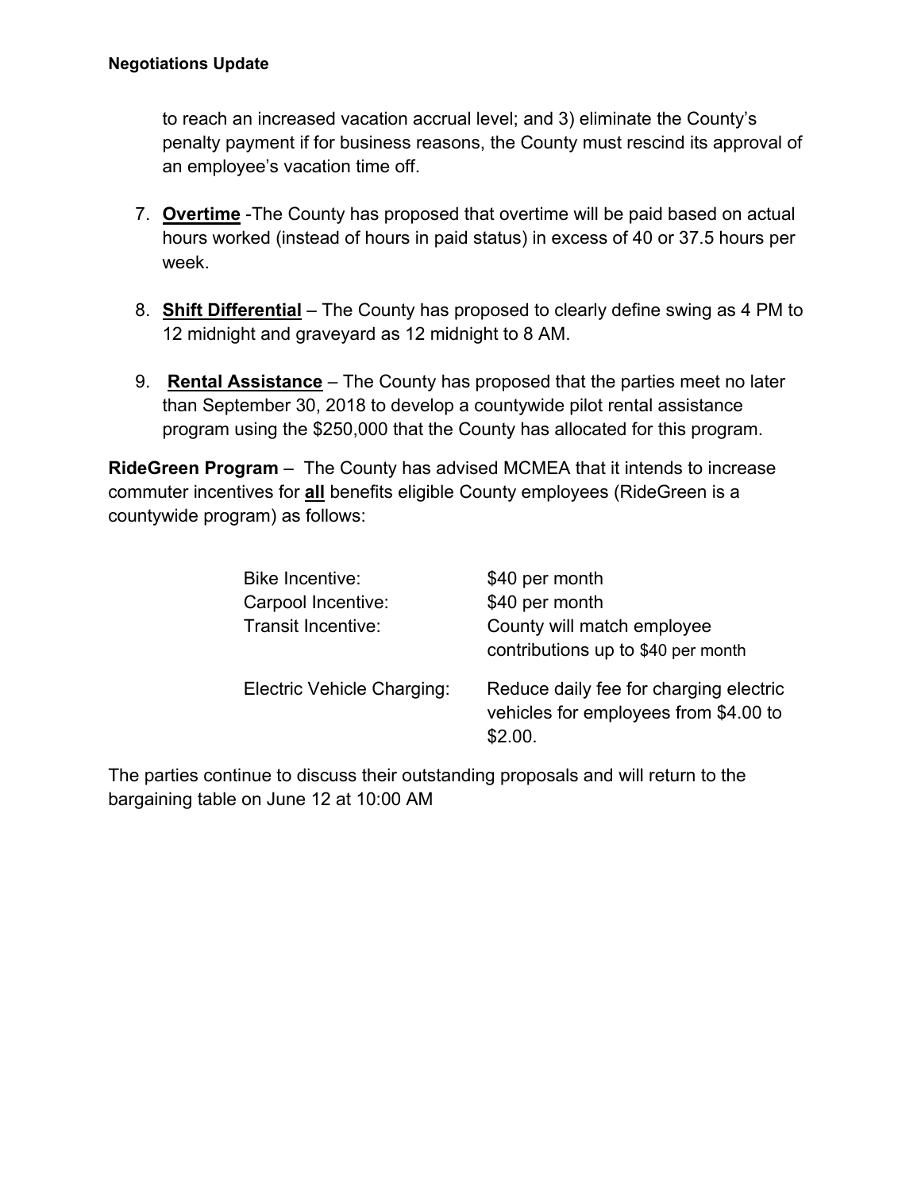to reach an increased vacation accrual level; and 3) eliminate the County's penalty payment if for business reasons, the County must rescind its approval of an employee's vacation time off.

7. **Overtime** -The County has proposed that overtime will be paid based on actual hours worked (instead of hours in paid status) in excess of 40 or 37.5 hours per week.

8. **Shift Differential** – The County has proposed to clearly define swing as 4 PM to 12 midnight and graveyard as 12 midnight to 8 AM.

9. **Rental Assistance** – The County has proposed that the parties meet no later than September 30, 2018 to develop a countywide pilot rental assistance program using the $250,000 that the County has allocated for this program.

**RideGreen Program** – The County has advised MCMEA that it intends to increase commuter incentives for **all** benefits eligible County employees (RideGreen is a countywide program) as follows:

| | |
|---|---|
| Bike Incentive: | $40 per month |
| Carpool Incentive: | $40 per month |
| Transit Incentive: | County will match employee contributions up to $40 per month |
| Electric Vehicle Charging: | Reduce daily fee for charging electric vehicles for employees from $4.00 to $2.00. |

The parties continue to discuss their outstanding proposals and will return to the bargaining table on June 12 at 10:00 AM